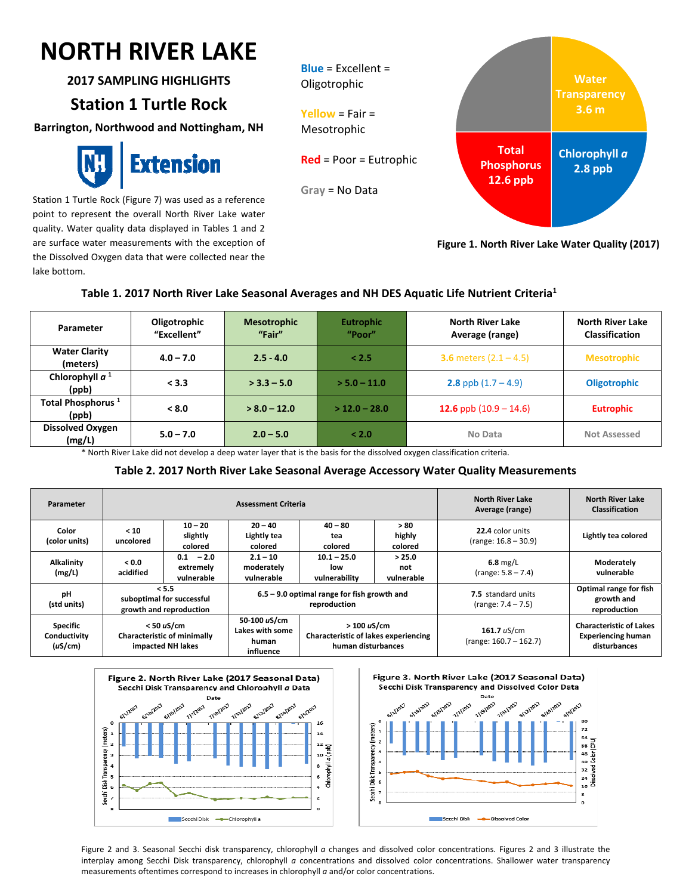# NORTH RIVER LAKE

### 2017 SAMPLING HIGHLIGHTS

## Station 1 Turtle Rock

**Barrington, Northwood and Nottingham, NH**

Extension

Station 1 Turtle Rock (Figure 7) was used as a reference point to represent the overall North River Lake water quality. Water quality data displayed in Tables 1 and 2 are surface water measurements with the exception of the Dissolved Oxygen data that were collected near the lake bottom.

Blue = Excellent = Oligotrophic

Yellow = Fair = Mesotrophic

Red = Poor = Eutrophic

Gray = No Data

Water Transparency 3.6 m

Chlorophyll *a* 2.8 ppb

Total Phosphorus 12.6 ppb

**Figure 1. North River Lake Water Quality (2017)**

**Table 1. 2017 North River Lake Seasonal Averages and NH DES Aquatic Life Nutrient Criteria[1]**

| Parameter | Oligotrophic "Excellent" | Mesotrophic "Fair" | Eutrophic "Poor" | North River Lake Average (range) | North River Lake Classification |
|---|---|---|---|---|---|
| Water Clarity (meters) | 4.0 – 7.0 | 2.5 - 4.0 | < 2.5 | 3.6 meters (2.1 – 4.5) | Mesotrophic |
| Chlorophyll *a* [1] (ppb) | < 3.3 | > 3.3 – 5.0 | > 5.0 – 11.0 | 2.8 ppb (1.7 – 4.9) | Oligotrophic |
| Total Phosphorus [1] (ppb) | < 8.0 | > 8.0 – 12.0 | > 12.0 – 28.0 | 12.6 ppb (10.9 – 14.6) | Eutrophic |
| Dissolved Oxygen (mg/L) | 5.0 – 7.0 | 2.0 – 5.0 | < 2.0 | No Data | Not Assessed |

\* North River Lake did not develop a deep water layer that is the basis for the dissolved oxygen classification criteria.

**Table 2. 2017 North River Lake Seasonal Average Accessory Water Quality Measurements**

| Parameter | Assessment Criteria | | | | | North River Lake Average (range) | North River Lake Classification |
|---|---|---|---|---|---|---|---|
| Color (color units) | < 10 uncolored | 10 – 20 slightly colored | 20 – 40 Lightly tea colored | 40 – 80 tea colored | > 80 highly colored | 22.4 color units (range: 16.8 – 30.9) | Lightly tea colored |
| Alkalinity (mg/L) | < 0.0 acidified | 0.1 – 2.0 extremely vulnerable | 2.1 – 10 moderately vulnerable | 10.1 – 25.0 low vulnerability | > 25.0 not vulnerable | 6.8 mg/L (range: 5.8 – 7.4) | Moderately vulnerable |
| pH (std units) | < 5.5 suboptimal for successful growth and reproduction | | 6.5 – 9.0 optimal range for fish growth and reproduction | | | 7.5 standard units (range: 7.4 – 7.5) | Optimal range for fish growth and reproduction |
| Specific Conductivity (uS/cm) | < 50 uS/cm Characteristic of minimally impacted NH lakes | | 50-100 uS/cm Lakes with some human influence | > 100 uS/cm Characteristic of lakes experiencing human disturbances | | 161.7 uS/cm (range: 160.7 – 162.7) | Characteristic of Lakes Experiencing human disturbances |

**Figure 2. North River Lake (2017 Seasonal Data) Secchi Disk Transparency and Chlorophyll *a* Data**

**Figure 3. North River Lake (2017 Seasonal Data) Secchi Disk Transparency and Dissolved Color Data**

Figure 2 and 3. Seasonal Secchi disk transparency, chlorophyll *a* changes and dissolved color concentrations. Figures 2 and 3 illustrate the interplay among Secchi Disk transparency, chlorophyll *a* concentrations and dissolved color concentrations. Shallower water transparency measurements oftentimes correspond to increases in chlorophyll *a* and/or color concentrations.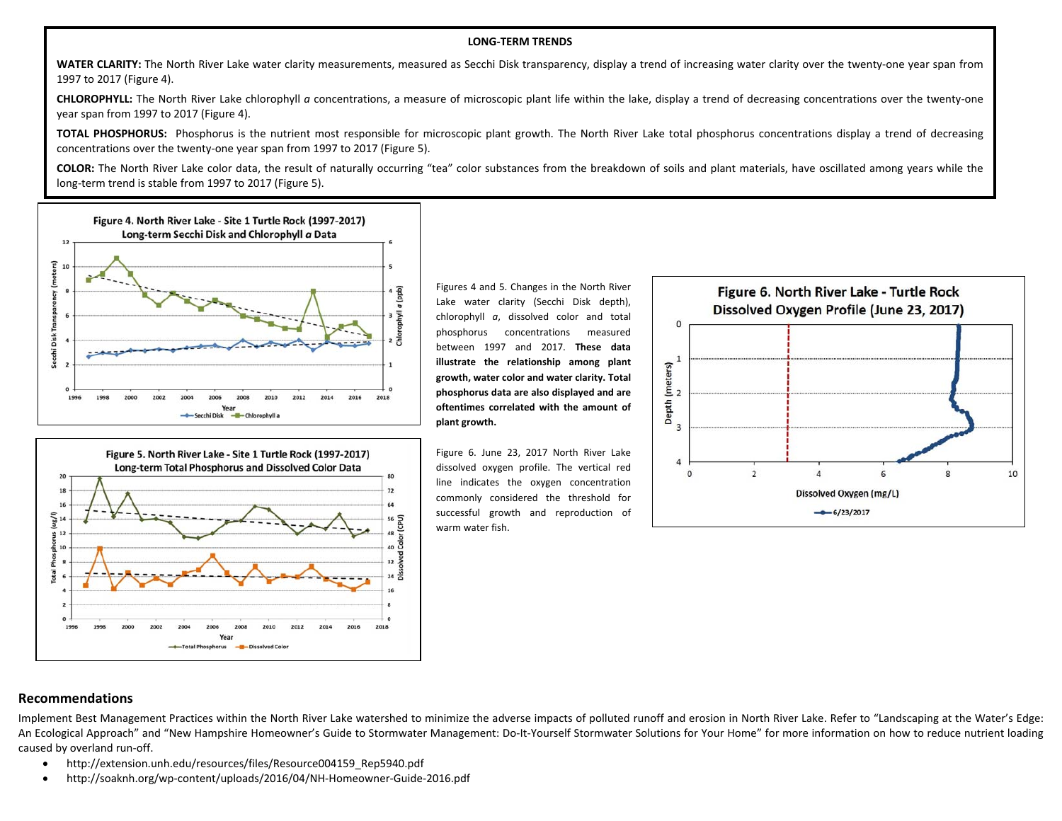## LONG-TERM TRENDS

**WATER CLARITY:** The North River Lake water clarity measurements, measured as Secchi Disk transparency, display a trend of increasing water clarity over the twenty-one year span from 1997 to 2017 (Figure 4).

**CHLOROPHYLL:** The North River Lake chlorophyll *a* concentrations, a measure of microscopic plant life within the lake, display a trend of decreasing concentrations over the twenty-one year span from 1997 to 2017 (Figure 4).

**TOTAL PHOSPHORUS:** Phosphorus is the nutrient most responsible for microscopic plant growth. The North River Lake total phosphorus concentrations display a trend of decreasing concentrations over the twenty-one year span from 1997 to 2017 (Figure 5).

**COLOR:** The North River Lake color data, the result of naturally occurring "tea" color substances from the breakdown of soils and plant materials, have oscillated among years while the long-term trend is stable from 1997 to 2017 (Figure 5).

Figure 4. North River Lake - Site 1 Turtle Rock (1997-2017) Long-term Secchi Disk and Chlorophyll *a* Data

Figure 5. North River Lake - Site 1 Turtle Rock (1997-2017) Long-term Total Phosphorus and Dissolved Color Data

Figures 4 and 5. Changes in the North River Lake water clarity (Secchi Disk depth), chlorophyll *a*, dissolved color and total phosphorus concentrations measured between 1997 and 2017. **These data illustrate the relationship among plant growth, water color and water clarity. Total phosphorus data are also displayed and are oftentimes correlated with the amount of plant growth.**

Figure 6. North River Lake - Turtle Rock Dissolved Oxygen Profile (June 23, 2017)

Figure 6. June 23, 2017 North River Lake dissolved oxygen profile. The vertical red line indicates the oxygen concentration commonly considered the threshold for successful growth and reproduction of warm water fish.

## Recommendations

Implement Best Management Practices within the North River Lake watershed to minimize the adverse impacts of polluted runoff and erosion in North River Lake. Refer to "Landscaping at the Water's Edge: An Ecological Approach" and "New Hampshire Homeowner's Guide to Stormwater Management: Do-It-Yourself Stormwater Solutions for Your Home" for more information on how to reduce nutrient loading caused by overland run-off.

- http://extension.unh.edu/resources/files/Resource004159_Rep5940.pdf
- http://soaknh.org/wp-content/uploads/2016/04/NH-Homeowner-Guide-2016.pdf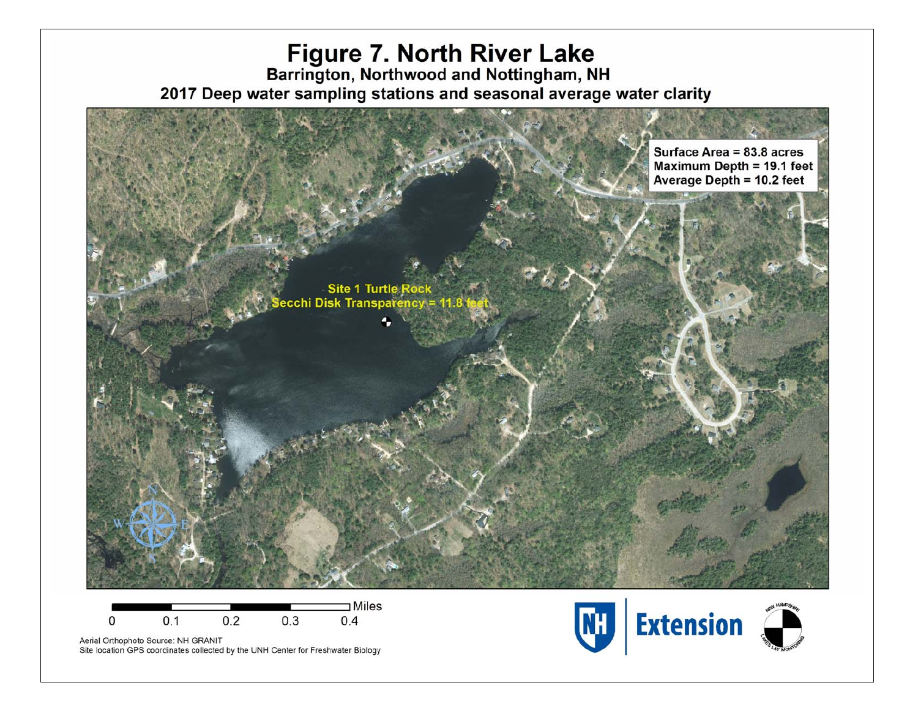# Figure 7. North River Lake

## Barrington, Northwood and Nottingham, NH

### 2017 Deep water sampling stations and seasonal average water clarity

Surface Area = 83.8 acres
Maximum Depth = 19.1 feet
Average Depth = 10.2 feet

Site 1 Turtle Rock
Secchi Disk Transparency = 11.8 feet

0 0.1 0.2 0.3 0.4 Miles

Aerial Orthophoto Source: NH GRANIT
Site location GPS coordinates collected by the UNH Center for Freshwater Biology

UNH Extension
New Hampshire Lakes Lay Monitoring